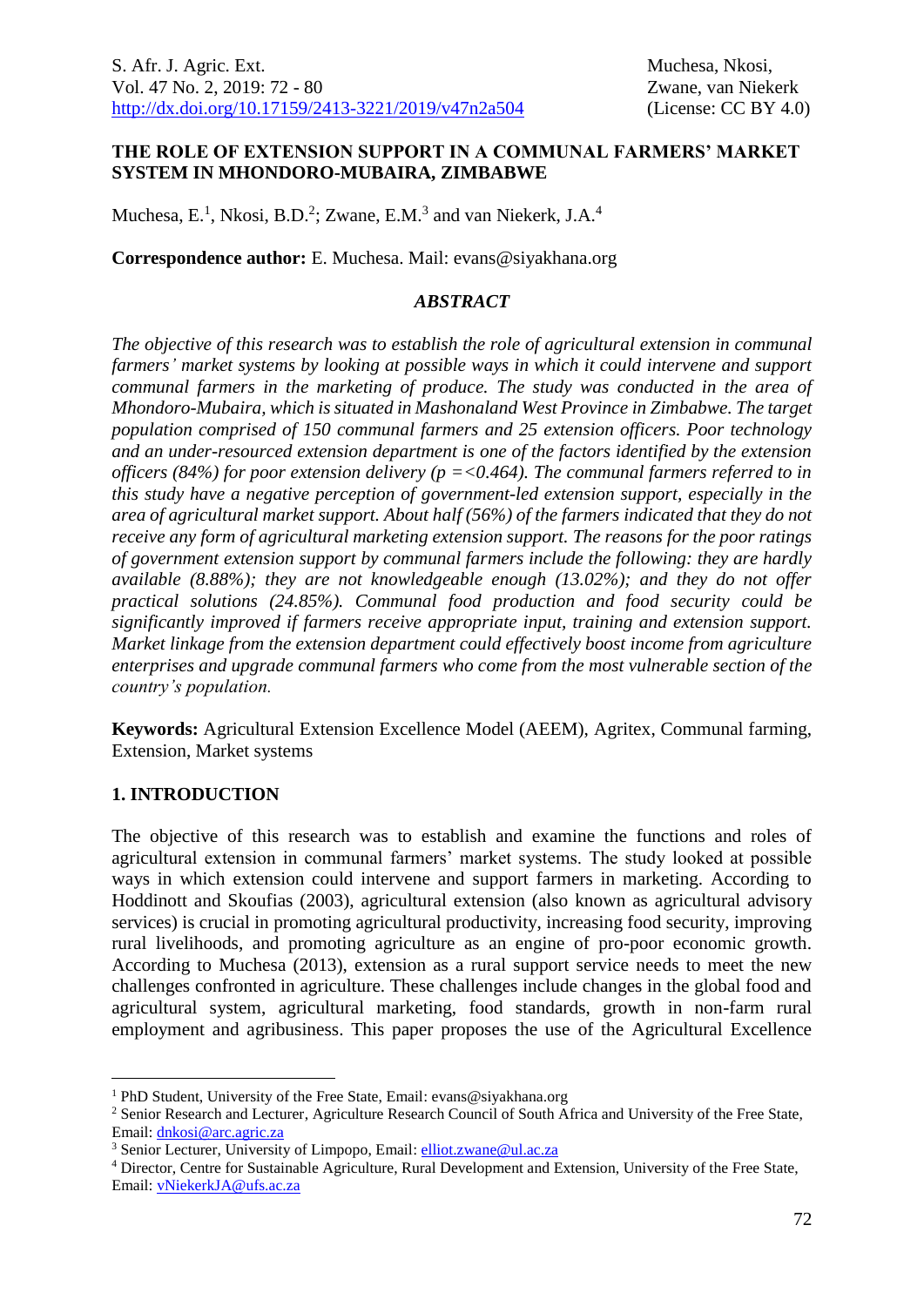# THE ROLE OF EXTENSION SUPPORT IN A COMMUNAL FARMERS' MARKET SYSTEM IN MHONDORO-MUBAIRA, ZIMBABWE

Muchesa, E.[1], Nkosi, B.D.[2]; Zwane, E.M.[3] and van Niekerk, J.A.[4]

**Correspondence author:** E. Muchesa. Mail: evans@siyakhana.org

## *ABSTRACT*

*The objective of this research was to establish the role of agricultural extension in communal farmers' market systems by looking at possible ways in which it could intervene and support communal farmers in the marketing of produce. The study was conducted in the area of Mhondoro-Mubaira, which is situated in Mashonaland West Province in Zimbabwe. The target population comprised of 150 communal farmers and 25 extension officers. Poor technology and an under-resourced extension department is one of the factors identified by the extension officers (84%) for poor extension delivery (p =<0.464). The communal farmers referred to in this study have a negative perception of government-led extension support, especially in the area of agricultural market support. About half (56%) of the farmers indicated that they do not receive any form of agricultural marketing extension support. The reasons for the poor ratings of government extension support by communal farmers include the following: they are hardly available (8.88%); they are not knowledgeable enough (13.02%); and they do not offer practical solutions (24.85%). Communal food production and food security could be significantly improved if farmers receive appropriate input, training and extension support. Market linkage from the extension department could effectively boost income from agriculture enterprises and upgrade communal farmers who come from the most vulnerable section of the country's population.*

**Keywords:** Agricultural Extension Excellence Model (AEEM), Agritex, Communal farming, Extension, Market systems

## 1. INTRODUCTION

The objective of this research was to establish and examine the functions and roles of agricultural extension in communal farmers' market systems. The study looked at possible ways in which extension could intervene and support farmers in marketing. According to Hoddinott and Skoufias (2003), agricultural extension (also known as agricultural advisory services) is crucial in promoting agricultural productivity, increasing food security, improving rural livelihoods, and promoting agriculture as an engine of pro-poor economic growth. According to Muchesa (2013), extension as a rural support service needs to meet the new challenges confronted in agriculture. These challenges include changes in the global food and agricultural system, agricultural marketing, food standards, growth in non-farm rural employment and agribusiness. This paper proposes the use of the Agricultural Excellence

---

[1] PhD Student, University of the Free State, Email: evans@siyakhana.org

[2] Senior Research and Lecturer, Agriculture Research Council of South Africa and University of the Free State, Email: dnkosi@arc.agric.za

[3] Senior Lecturer, University of Limpopo, Email: elliot.zwane@ul.ac.za

[4] Director, Centre for Sustainable Agriculture, Rural Development and Extension, University of the Free State, Email: vNiekerkJA@ufs.ac.za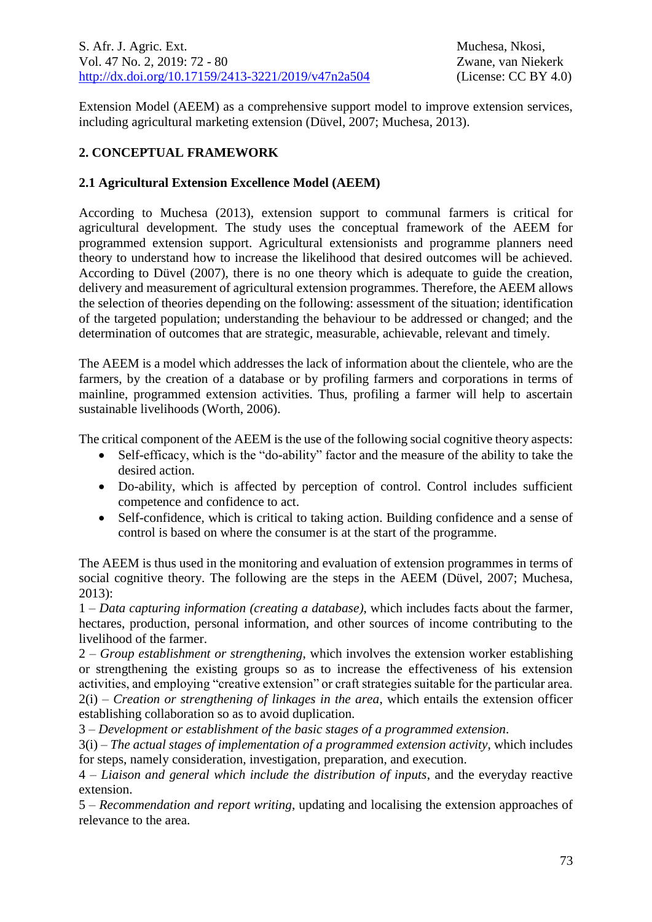Extension Model (AEEM) as a comprehensive support model to improve extension services, including agricultural marketing extension (Düvel, 2007; Muchesa, 2013).

## 2. CONCEPTUAL FRAMEWORK

### 2.1 Agricultural Extension Excellence Model (AEEM)

According to Muchesa (2013), extension support to communal farmers is critical for agricultural development. The study uses the conceptual framework of the AEEM for programmed extension support. Agricultural extensionists and programme planners need theory to understand how to increase the likelihood that desired outcomes will be achieved. According to Düvel (2007), there is no one theory which is adequate to guide the creation, delivery and measurement of agricultural extension programmes. Therefore, the AEEM allows the selection of theories depending on the following: assessment of the situation; identification of the targeted population; understanding the behaviour to be addressed or changed; and the determination of outcomes that are strategic, measurable, achievable, relevant and timely.

The AEEM is a model which addresses the lack of information about the clientele, who are the farmers, by the creation of a database or by profiling farmers and corporations in terms of mainline, programmed extension activities. Thus, profiling a farmer will help to ascertain sustainable livelihoods (Worth, 2006).

The critical component of the AEEM is the use of the following social cognitive theory aspects:

- Self-efficacy, which is the "do-ability" factor and the measure of the ability to take the desired action.
- Do-ability, which is affected by perception of control. Control includes sufficient competence and confidence to act.
- Self-confidence, which is critical to taking action. Building confidence and a sense of control is based on where the consumer is at the start of the programme.

The AEEM is thus used in the monitoring and evaluation of extension programmes in terms of social cognitive theory. The following are the steps in the AEEM (Düvel, 2007; Muchesa, 2013):

1 – *Data capturing information (creating a database)*, which includes facts about the farmer, hectares, production, personal information, and other sources of income contributing to the livelihood of the farmer.

2 – *Group establishment or strengthening*, which involves the extension worker establishing or strengthening the existing groups so as to increase the effectiveness of his extension activities, and employing "creative extension" or craft strategies suitable for the particular area.

2(i) – *Creation or strengthening of linkages in the area*, which entails the extension officer establishing collaboration so as to avoid duplication.

3 – *Development or establishment of the basic stages of a programmed extension*.

3(i) – *The actual stages of implementation of a programmed extension activity*, which includes for steps, namely consideration, investigation, preparation, and execution.

4 – *Liaison and general which include the distribution of inputs*, and the everyday reactive extension.

5 – *Recommendation and report writing*, updating and localising the extension approaches of relevance to the area.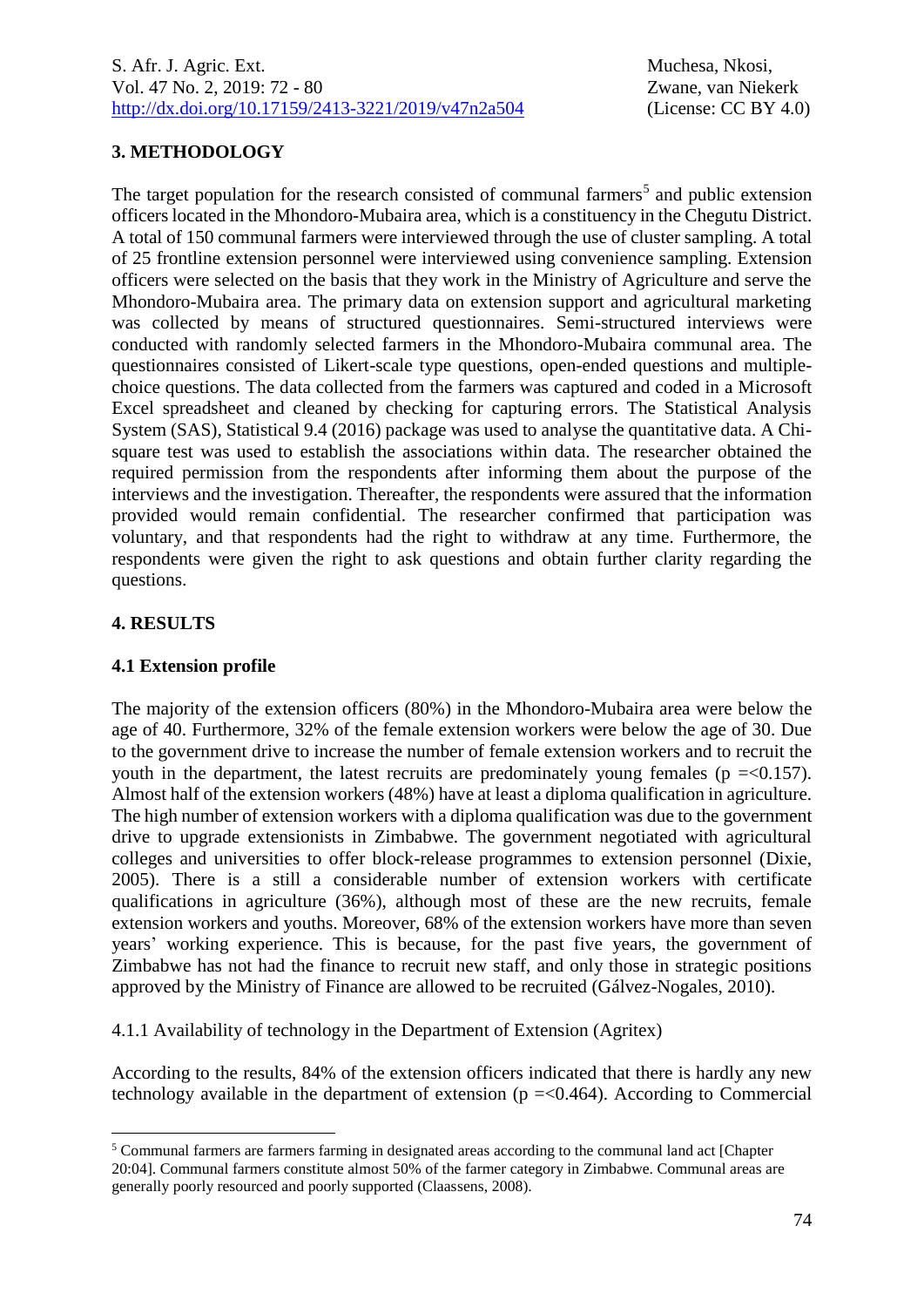## 3. METHODOLOGY

The target population for the research consisted of communal farmers[5] and public extension officers located in the Mhondoro-Mubaira area, which is a constituency in the Chegutu District. A total of 150 communal farmers were interviewed through the use of cluster sampling. A total of 25 frontline extension personnel were interviewed using convenience sampling. Extension officers were selected on the basis that they work in the Ministry of Agriculture and serve the Mhondoro-Mubaira area. The primary data on extension support and agricultural marketing was collected by means of structured questionnaires. Semi-structured interviews were conducted with randomly selected farmers in the Mhondoro-Mubaira communal area. The questionnaires consisted of Likert-scale type questions, open-ended questions and multiple-choice questions. The data collected from the farmers was captured and coded in a Microsoft Excel spreadsheet and cleaned by checking for capturing errors. The Statistical Analysis System (SAS), Statistical 9.4 (2016) package was used to analyse the quantitative data. A Chi-square test was used to establish the associations within data. The researcher obtained the required permission from the respondents after informing them about the purpose of the interviews and the investigation. Thereafter, the respondents were assured that the information provided would remain confidential. The researcher confirmed that participation was voluntary, and that respondents had the right to withdraw at any time. Furthermore, the respondents were given the right to ask questions and obtain further clarity regarding the questions.

## 4. RESULTS

### 4.1 Extension profile

The majority of the extension officers (80%) in the Mhondoro-Mubaira area were below the age of 40. Furthermore, 32% of the female extension workers were below the age of 30. Due to the government drive to increase the number of female extension workers and to recruit the youth in the department, the latest recruits are predominately young females ($p =< 0.157$). Almost half of the extension workers (48%) have at least a diploma qualification in agriculture. The high number of extension workers with a diploma qualification was due to the government drive to upgrade extensionists in Zimbabwe. The government negotiated with agricultural colleges and universities to offer block-release programmes to extension personnel (Dixie, 2005). There is a still a considerable number of extension workers with certificate qualifications in agriculture (36%), although most of these are the new recruits, female extension workers and youths. Moreover, 68% of the extension workers have more than seven years' working experience. This is because, for the past five years, the government of Zimbabwe has not had the finance to recruit new staff, and only those in strategic positions approved by the Ministry of Finance are allowed to be recruited (Gálvez-Nogales, 2010).

4.1.1 Availability of technology in the Department of Extension (Agritex)

According to the results, 84% of the extension officers indicated that there is hardly any new technology available in the department of extension ($p =< 0.464$). According to Commercial

[5] Communal farmers are farmers farming in designated areas according to the communal land act [Chapter 20:04]. Communal farmers constitute almost 50% of the farmer category in Zimbabwe. Communal areas are generally poorly resourced and poorly supported (Claassens, 2008).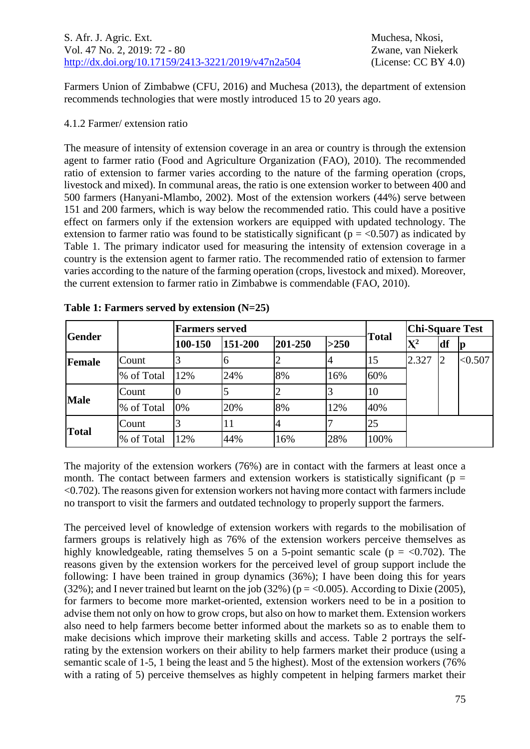Farmers Union of Zimbabwe (CFU, 2016) and Muchesa (2013), the department of extension recommends technologies that were mostly introduced 15 to 20 years ago.

4.1.2 Farmer/ extension ratio

The measure of intensity of extension coverage in an area or country is through the extension agent to farmer ratio (Food and Agriculture Organization (FAO), 2010). The recommended ratio of extension to farmer varies according to the nature of the farming operation (crops, livestock and mixed). In communal areas, the ratio is one extension worker to between 400 and 500 farmers (Hanyani-Mlambo, 2002). Most of the extension workers (44%) serve between 151 and 200 farmers, which is way below the recommended ratio. This could have a positive effect on farmers only if the extension workers are equipped with updated technology. The extension to farmer ratio was found to be statistically significant ($p = <0.507$) as indicated by Table 1. The primary indicator used for measuring the intensity of extension coverage in a country is the extension agent to farmer ratio. The recommended ratio of extension to farmer varies according to the nature of the farming operation (crops, livestock and mixed). Moreover, the current extension to farmer ratio in Zimbabwe is commendable (FAO, 2010).

**Table 1: Farmers served by extension (N=25)**

| Gender | | Farmers served | | | | Total | Chi-Square Test | | |
|---|---|---|---|---|---|---|---|---|---|
| | | 100-150 | 151-200 | 201-250 | >250 | | $X^2$ | df | p |
| Female | Count | 3 | 6 | 2 | 4 | 15 | 2.327 | 2 | <0.507 |
| | % of Total | 12% | 24% | 8% | 16% | 60% | | | |
| Male | Count | 0 | 5 | 2 | 3 | 10 | | | |
| | % of Total | 0% | 20% | 8% | 12% | 40% | | | |
| Total | Count | 3 | 11 | 4 | 7 | 25 | | | |
| | % of Total | 12% | 44% | 16% | 28% | 100% | | | |

The majority of the extension workers (76%) are in contact with the farmers at least once a month. The contact between farmers and extension workers is statistically significant ($p = <0.702$). The reasons given for extension workers not having more contact with farmers include no transport to visit the farmers and outdated technology to properly support the farmers.

The perceived level of knowledge of extension workers with regards to the mobilisation of farmers groups is relatively high as 76% of the extension workers perceive themselves as highly knowledgeable, rating themselves 5 on a 5-point semantic scale ($p = <0.702$). The reasons given by the extension workers for the perceived level of group support include the following: I have been trained in group dynamics (36%); I have been doing this for years (32%); and I never trained but learnt on the job (32%) ($p = <0.005$). According to Dixie (2005), for farmers to become more market-oriented, extension workers need to be in a position to advise them not only on how to grow crops, but also on how to market them. Extension workers also need to help farmers become better informed about the markets so as to enable them to make decisions which improve their marketing skills and access. Table 2 portrays the self-rating by the extension workers on their ability to help farmers market their produce (using a semantic scale of 1-5, 1 being the least and 5 the highest). Most of the extension workers (76% with a rating of 5) perceive themselves as highly competent in helping farmers market their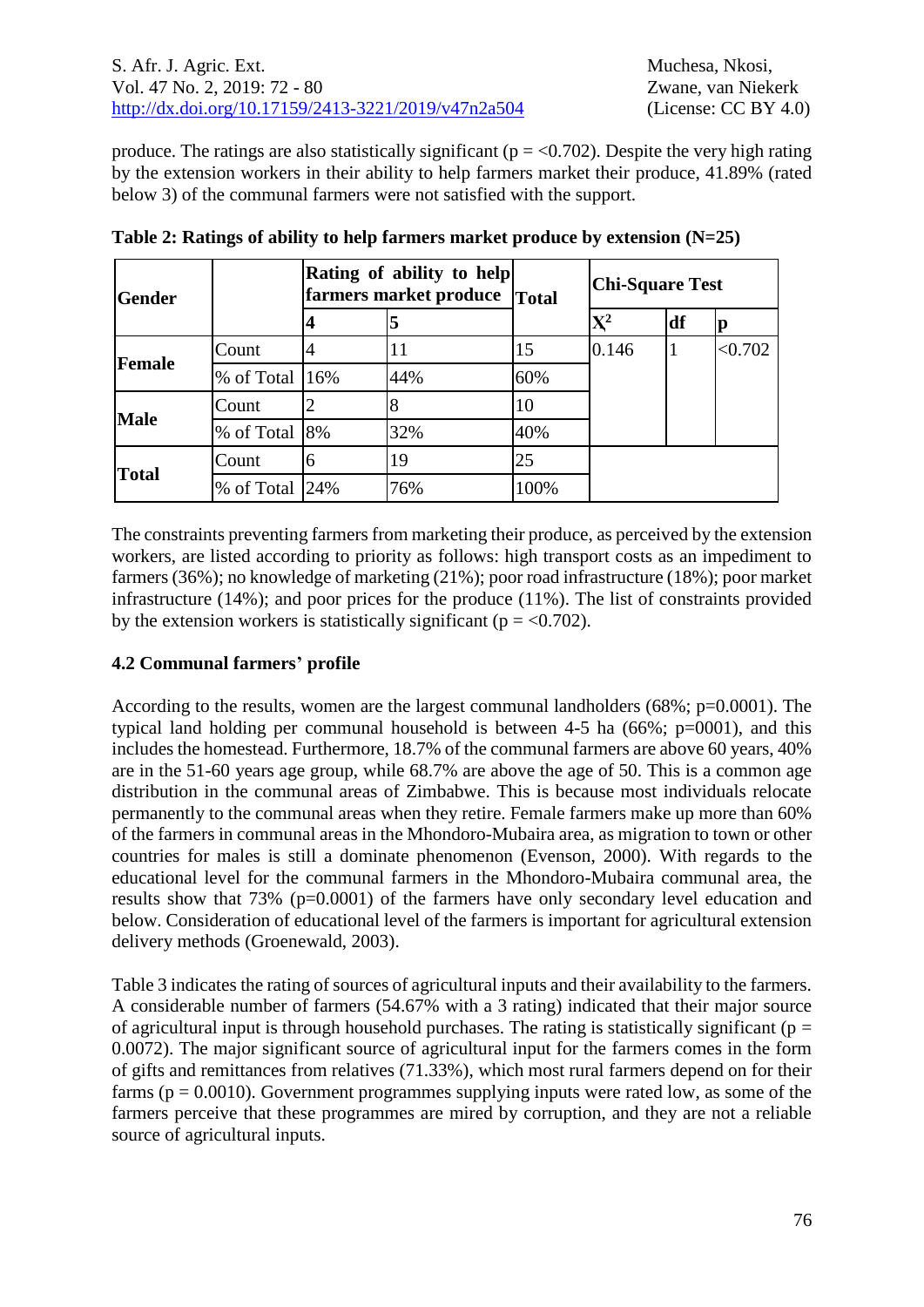produce. The ratings are also statistically significant ($p = <0.702$). Despite the very high rating by the extension workers in their ability to help farmers market their produce, 41.89% (rated below 3) of the communal farmers were not satisfied with the support.

**Table 2: Ratings of ability to help farmers market produce by extension (N=25)**

| Gender | | Rating of ability to help farmers market produce | | Total | Chi-Square Test | | |
|---|---|---|---|---|---|---|---|
| | | 4 | 5 | | $X^2$ | df | p |
| Female | Count | 4 | 11 | 15 | 0.146 | 1 | <0.702 |
| | % of Total | 16% | 44% | 60% | | | |
| Male | Count | 2 | 8 | 10 | | | |
| | % of Total | 8% | 32% | 40% | | | |
| Total | Count | 6 | 19 | 25 | | | |
| | % of Total | 24% | 76% | 100% | | | |

The constraints preventing farmers from marketing their produce, as perceived by the extension workers, are listed according to priority as follows: high transport costs as an impediment to farmers (36%); no knowledge of marketing (21%); poor road infrastructure (18%); poor market infrastructure (14%); and poor prices for the produce (11%). The list of constraints provided by the extension workers is statistically significant ($p = <0.702$).

### 4.2 Communal farmers' profile

According to the results, women are the largest communal landholders (68%; p=0.0001). The typical land holding per communal household is between 4-5 ha (66%; p=0001), and this includes the homestead. Furthermore, 18.7% of the communal farmers are above 60 years, 40% are in the 51-60 years age group, while 68.7% are above the age of 50. This is a common age distribution in the communal areas of Zimbabwe. This is because most individuals relocate permanently to the communal areas when they retire. Female farmers make up more than 60% of the farmers in communal areas in the Mhondoro-Mubaira area, as migration to town or other countries for males is still a dominate phenomenon (Evenson, 2000). With regards to the educational level for the communal farmers in the Mhondoro-Mubaira communal area, the results show that 73% (p=0.0001) of the farmers have only secondary level education and below. Consideration of educational level of the farmers is important for agricultural extension delivery methods (Groenewald, 2003).

Table 3 indicates the rating of sources of agricultural inputs and their availability to the farmers. A considerable number of farmers (54.67% with a 3 rating) indicated that their major source of agricultural input is through household purchases. The rating is statistically significant ($p = 0.0072$). The major significant source of agricultural input for the farmers comes in the form of gifts and remittances from relatives (71.33%), which most rural farmers depend on for their farms ($p = 0.0010$). Government programmes supplying inputs were rated low, as some of the farmers perceive that these programmes are mired by corruption, and they are not a reliable source of agricultural inputs.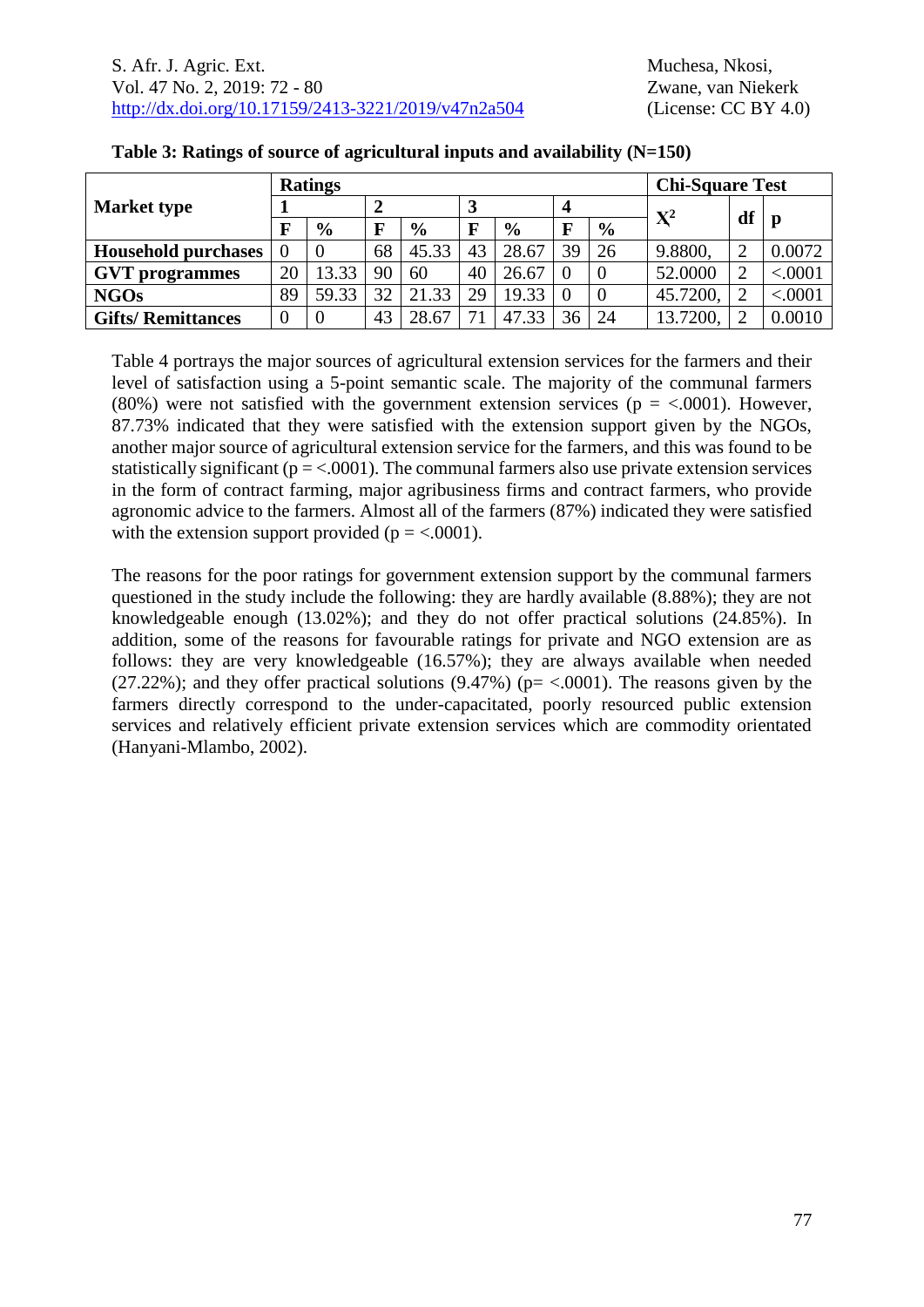**Table 3: Ratings of source of agricultural inputs and availability (N=150)**

| Market type | Ratings | | | | | | | | Chi-Square Test | | |
|---|---|---|---|---|---|---|---|---|---|---|---|
| | 1 | | 2 | | 3 | | 4 | | $X^2$ | df | p |
| | F | % | F | % | F | % | F | % | | | |
| **Household purchases** | 0 | 0 | 68 | 45.33 | 43 | 28.67 | 39 | 26 | 9.8800, | 2 | 0.0072 |
| **GVT programmes** | 20 | 13.33 | 90 | 60 | 40 | 26.67 | 0 | 0 | 52.0000 | 2 | <.0001 |
| **NGOs** | 89 | 59.33 | 32 | 21.33 | 29 | 19.33 | 0 | 0 | 45.7200, | 2 | <.0001 |
| **Gifts/ Remittances** | 0 | 0 | 43 | 28.67 | 71 | 47.33 | 36 | 24 | 13.7200, | 2 | 0.0010 |

Table 4 portrays the major sources of agricultural extension services for the farmers and their level of satisfaction using a 5-point semantic scale. The majority of the communal farmers (80%) were not satisfied with the government extension services (p = <.0001). However, 87.73% indicated that they were satisfied with the extension support given by the NGOs, another major source of agricultural extension service for the farmers, and this was found to be statistically significant (p = <.0001). The communal farmers also use private extension services in the form of contract farming, major agribusiness firms and contract farmers, who provide agronomic advice to the farmers. Almost all of the farmers (87%) indicated they were satisfied with the extension support provided (p = <.0001).

The reasons for the poor ratings for government extension support by the communal farmers questioned in the study include the following: they are hardly available (8.88%); they are not knowledgeable enough (13.02%); and they do not offer practical solutions (24.85%). In addition, some of the reasons for favourable ratings for private and NGO extension are as follows: they are very knowledgeable (16.57%); they are always available when needed (27.22%); and they offer practical solutions (9.47%) (p= <.0001). The reasons given by the farmers directly correspond to the under-capacitated, poorly resourced public extension services and relatively efficient private extension services which are commodity orientated (Hanyani-Mlambo, 2002).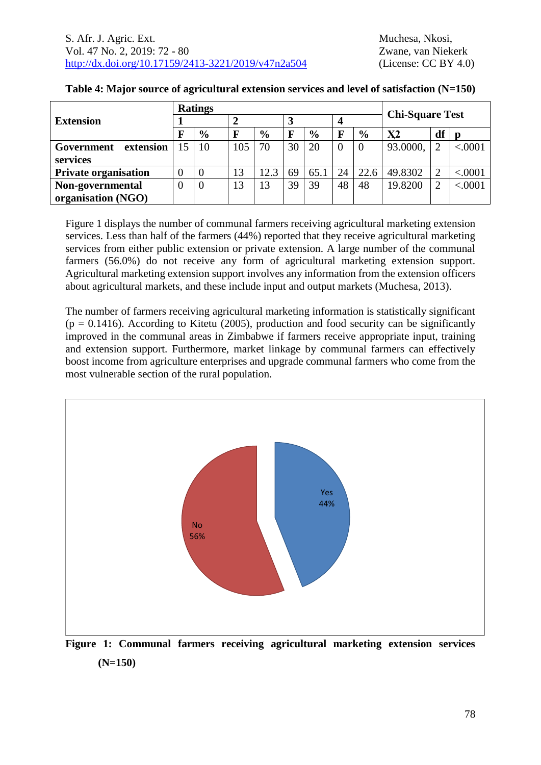**Table 4: Major source of agricultural extension services and level of satisfaction (N=150)**

| Extension | Ratings | | | | | | | | Chi-Square Test | | |
|---|---|---|---|---|---|---|---|---|---|---|---|
| | 1 | | 2 | | 3 | | 4 | | | | |
| | F | % | F | % | F | % | F | % | X2 | df | p |
| **Government extension services** | 15 | 10 | 105 | 70 | 30 | 20 | 0 | 0 | 93.0000, | 2 | <.0001 |
| **Private organisation** | 0 | 0 | 13 | 12.3 | 69 | 65.1 | 24 | 22.6 | 49.8302 | 2 | <.0001 |
| **Non-governmental organisation (NGO)** | 0 | 0 | 13 | 13 | 39 | 39 | 48 | 48 | 19.8200 | 2 | <.0001 |

Figure 1 displays the number of communal farmers receiving agricultural marketing extension services. Less than half of the farmers (44%) reported that they receive agricultural marketing services from either public extension or private extension. A large number of the communal farmers (56.0%) do not receive any form of agricultural marketing extension support. Agricultural marketing extension support involves any information from the extension officers about agricultural markets, and these include input and output markets (Muchesa, 2013).

The number of farmers receiving agricultural marketing information is statistically significant ($p = 0.1416$). According to Kitetu (2005), production and food security can be significantly improved in the communal areas in Zimbabwe if farmers receive appropriate input, training and extension support. Furthermore, market linkage by communal farmers can effectively boost income from agriculture enterprises and upgrade communal farmers who come from the most vulnerable section of the rural population.

Yes 44%

No 56%

**Figure 1: Communal farmers receiving agricultural marketing extension services (N=150)**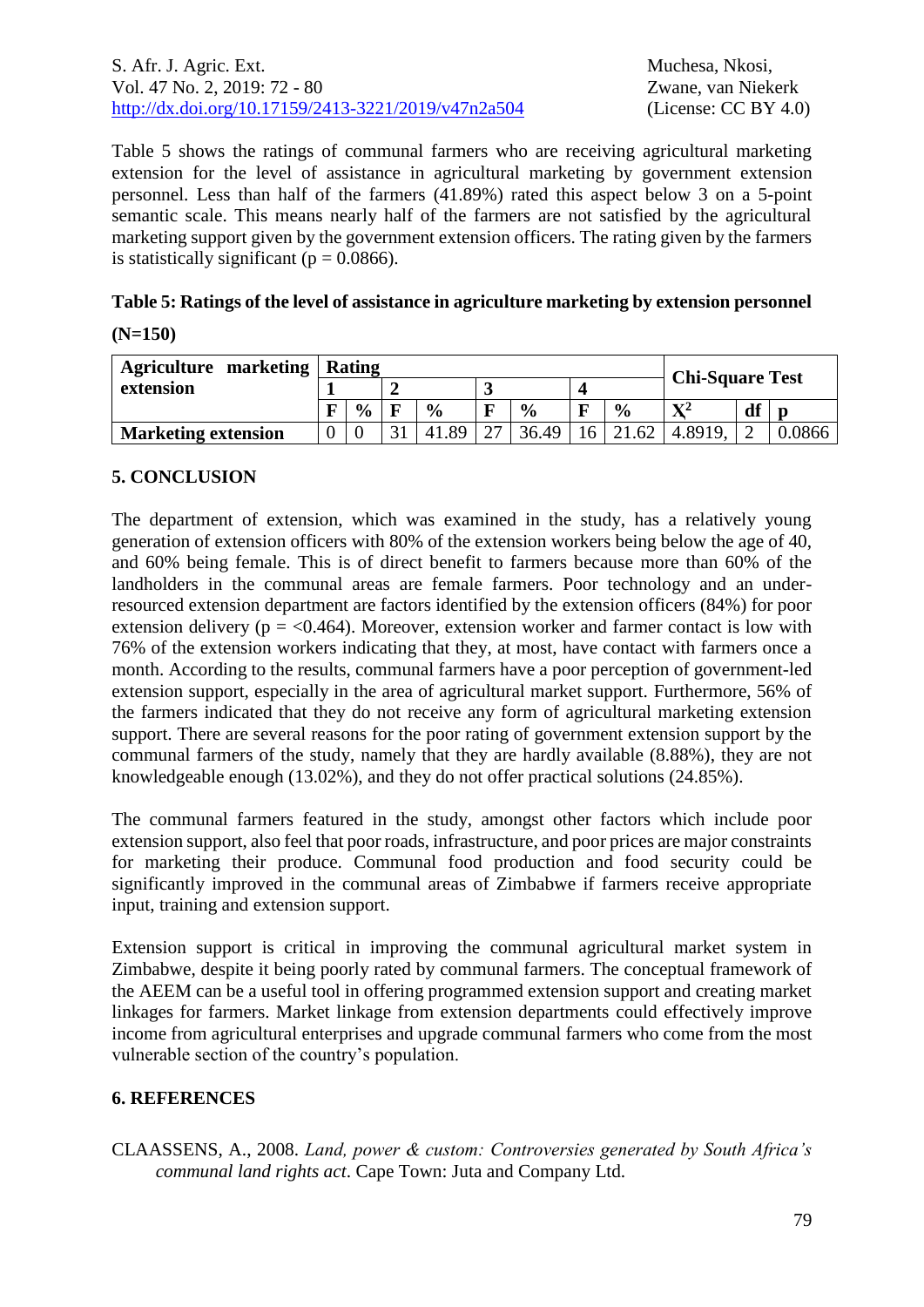Table 5 shows the ratings of communal farmers who are receiving agricultural marketing extension for the level of assistance in agricultural marketing by government extension personnel. Less than half of the farmers (41.89%) rated this aspect below 3 on a 5-point semantic scale. This means nearly half of the farmers are not satisfied by the agricultural marketing support given by the government extension officers. The rating given by the farmers is statistically significant ($p = 0.0866$).

**Table 5: Ratings of the level of assistance in agriculture marketing by extension personnel (N=150)**

| Agriculture marketing extension | Rating | | | | | | | | Chi-Square Test | | |
|---|---|---|---|---|---|---|---|---|---|---|---|
| | 1 | | 2 | | 3 | | 4 | | | | |
| | F | % | F | % | F | % | F | % | $X^2$ | df | p |
| **Marketing extension** | 0 | 0 | 31 | 41.89 | 27 | 36.49 | 16 | 21.62 | 4.8919, | 2 | 0.0866 |

## 5. CONCLUSION

The department of extension, which was examined in the study, has a relatively young generation of extension officers with 80% of the extension workers being below the age of 40, and 60% being female. This is of direct benefit to farmers because more than 60% of the landholders in the communal areas are female farmers. Poor technology and an under-resourced extension department are factors identified by the extension officers (84%) for poor extension delivery ($p = <0.464$). Moreover, extension worker and farmer contact is low with 76% of the extension workers indicating that they, at most, have contact with farmers once a month. According to the results, communal farmers have a poor perception of government-led extension support, especially in the area of agricultural market support. Furthermore, 56% of the farmers indicated that they do not receive any form of agricultural marketing extension support. There are several reasons for the poor rating of government extension support by the communal farmers of the study, namely that they are hardly available (8.88%), they are not knowledgeable enough (13.02%), and they do not offer practical solutions (24.85%).

The communal farmers featured in the study, amongst other factors which include poor extension support, also feel that poor roads, infrastructure, and poor prices are major constraints for marketing their produce. Communal food production and food security could be significantly improved in the communal areas of Zimbabwe if farmers receive appropriate input, training and extension support.

Extension support is critical in improving the communal agricultural market system in Zimbabwe, despite it being poorly rated by communal farmers. The conceptual framework of the AEEM can be a useful tool in offering programmed extension support and creating market linkages for farmers. Market linkage from extension departments could effectively improve income from agricultural enterprises and upgrade communal farmers who come from the most vulnerable section of the country's population.

## 6. REFERENCES

CLAASSENS, A., 2008. *Land, power & custom: Controversies generated by South Africa's communal land rights act*. Cape Town: Juta and Company Ltd.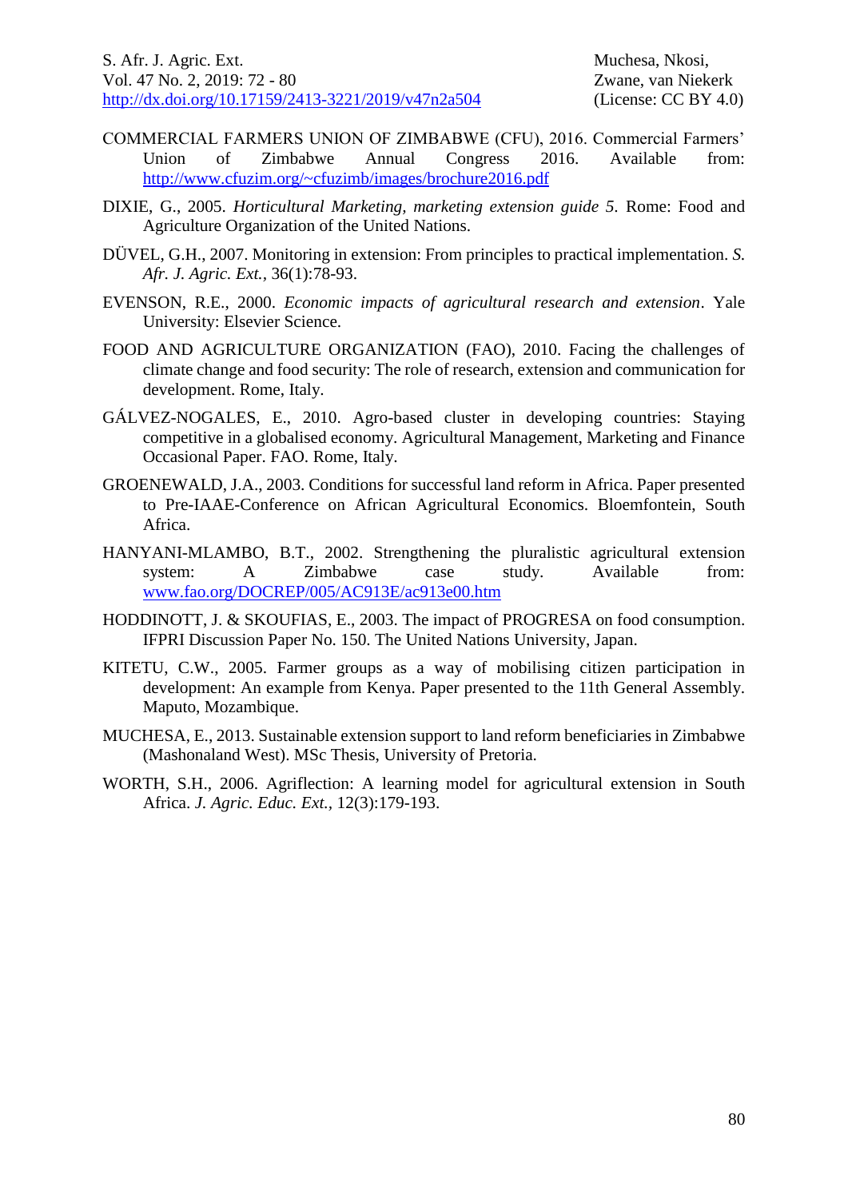COMMERCIAL FARMERS UNION OF ZIMBABWE (CFU), 2016. Commercial Farmers' Union of Zimbabwe Annual Congress 2016. Available from: http://www.cfuzim.org/~cfuzimb/images/brochure2016.pdf

DIXIE, G., 2005. *Horticultural Marketing, marketing extension guide 5*. Rome: Food and Agriculture Organization of the United Nations.

DÜVEL, G.H., 2007. Monitoring in extension: From principles to practical implementation. *S. Afr. J. Agric. Ext.,* 36(1):78-93.

EVENSON, R.E., 2000. *Economic impacts of agricultural research and extension*. Yale University: Elsevier Science.

FOOD AND AGRICULTURE ORGANIZATION (FAO), 2010. Facing the challenges of climate change and food security: The role of research, extension and communication for development. Rome, Italy.

GÁLVEZ-NOGALES, E., 2010. Agro-based cluster in developing countries: Staying competitive in a globalised economy. Agricultural Management, Marketing and Finance Occasional Paper. FAO. Rome, Italy.

GROENEWALD, J.A., 2003. Conditions for successful land reform in Africa. Paper presented to Pre-IAAE-Conference on African Agricultural Economics. Bloemfontein, South Africa.

HANYANI-MLAMBO, B.T., 2002. Strengthening the pluralistic agricultural extension system: A Zimbabwe case study. Available from: www.fao.org/DOCREP/005/AC913E/ac913e00.htm

HODDINOTT, J. & SKOUFIAS, E., 2003. The impact of PROGRESA on food consumption. IFPRI Discussion Paper No. 150. The United Nations University, Japan.

KITETU, C.W., 2005. Farmer groups as a way of mobilising citizen participation in development: An example from Kenya. Paper presented to the 11th General Assembly. Maputo, Mozambique.

MUCHESA, E., 2013. Sustainable extension support to land reform beneficiaries in Zimbabwe (Mashonaland West). MSc Thesis, University of Pretoria.

WORTH, S.H., 2006. Agriflection: A learning model for agricultural extension in South Africa. *J. Agric. Educ. Ext.,* 12(3):179-193.